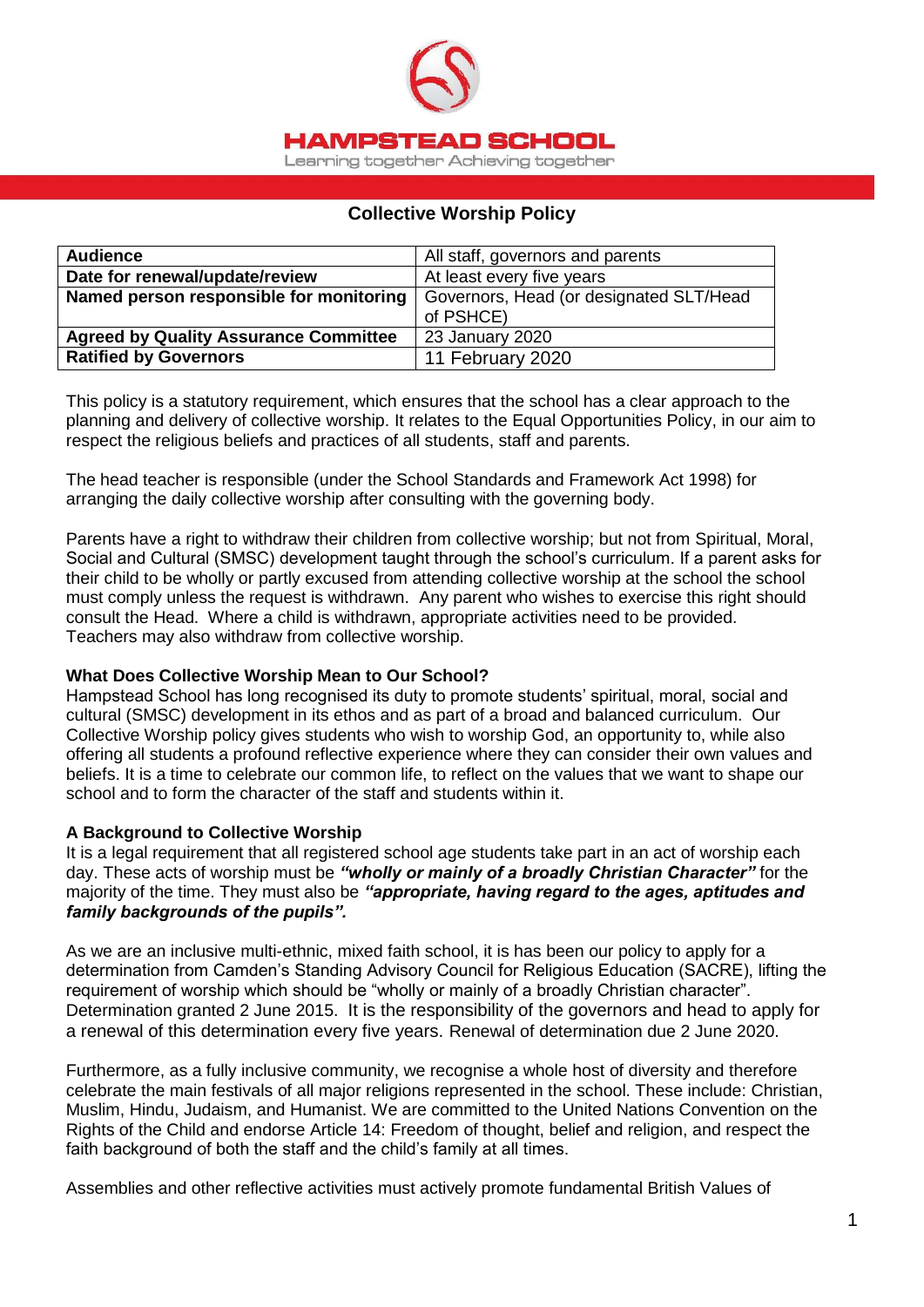**HAMPSTEAD SCHOOL**

Learning together Achieving together

# Collective Worship Policy

| Audience | All staff, governors and parents |
|---|---|
| **Date for renewal/update/review** | At least every five years |
| **Named person responsible for monitoring** | Governors, Head (or designated SLT/Head of PSHCE) |
| **Agreed by Quality Assurance Committee** | 23 January 2020 |
| **Ratified by Governors** | 11 February 2020 |

This policy is a statutory requirement, which ensures that the school has a clear approach to the planning and delivery of collective worship. It relates to the Equal Opportunities Policy, in our aim to respect the religious beliefs and practices of all students, staff and parents.

The head teacher is responsible (under the School Standards and Framework Act 1998) for arranging the daily collective worship after consulting with the governing body.

Parents have a right to withdraw their children from collective worship; but not from Spiritual, Moral, Social and Cultural (SMSC) development taught through the school's curriculum. If a parent asks for their child to be wholly or partly excused from attending collective worship at the school the school must comply unless the request is withdrawn. Any parent who wishes to exercise this right should consult the Head. Where a child is withdrawn, appropriate activities need to be provided. Teachers may also withdraw from collective worship.

**What Does Collective Worship Mean to Our School?**

Hampstead School has long recognised its duty to promote students' spiritual, moral, social and cultural (SMSC) development in its ethos and as part of a broad and balanced curriculum. Our Collective Worship policy gives students who wish to worship God, an opportunity to, while also offering all students a profound reflective experience where they can consider their own values and beliefs. It is a time to celebrate our common life, to reflect on the values that we want to shape our school and to form the character of the staff and students within it.

**A Background to Collective Worship**

It is a legal requirement that all registered school age students take part in an act of worship each day. These acts of worship must be ***"wholly or mainly of a broadly Christian Character"*** for the majority of the time. They must also be ***"appropriate, having regard to the ages, aptitudes and family backgrounds of the pupils".***

As we are an inclusive multi-ethnic, mixed faith school, it is has been our policy to apply for a determination from Camden's Standing Advisory Council for Religious Education (SACRE), lifting the requirement of worship which should be "wholly or mainly of a broadly Christian character". Determination granted 2 June 2015. It is the responsibility of the governors and head to apply for a renewal of this determination every five years. Renewal of determination due 2 June 2020.

Furthermore, as a fully inclusive community, we recognise a whole host of diversity and therefore celebrate the main festivals of all major religions represented in the school. These include: Christian, Muslim, Hindu, Judaism, and Humanist. We are committed to the United Nations Convention on the Rights of the Child and endorse Article 14: Freedom of thought, belief and religion, and respect the faith background of both the staff and the child's family at all times.

Assemblies and other reflective activities must actively promote fundamental British Values of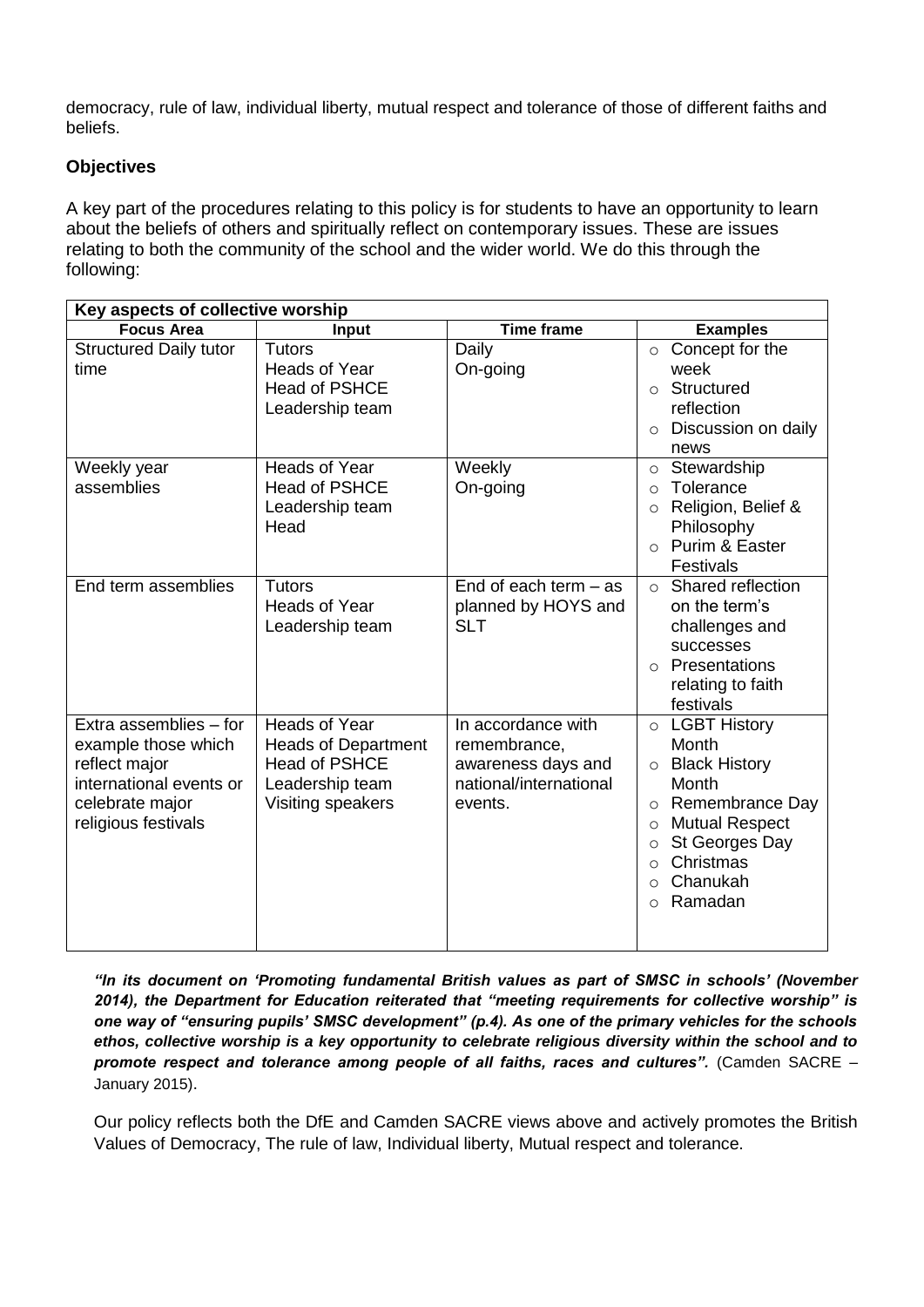democracy, rule of law, individual liberty, mutual respect and tolerance of those of different faiths and beliefs.

**Objectives**

A key part of the procedures relating to this policy is for students to have an opportunity to learn about the beliefs of others and spiritually reflect on contemporary issues. These are issues relating to both the community of the school and the wider world. We do this through the following:

| **Key aspects of collective worship** | | | |
|---|---|---|---|
| **Focus Area** | **Input** | **Time frame** | **Examples** |
| Structured Daily tutor time | Tutors<br>Heads of Year<br>Head of PSHCE<br>Leadership team | Daily<br>On-going | ○ Concept for the week<br>○ Structured reflection<br>○ Discussion on daily news |
| Weekly year assemblies | Heads of Year<br>Head of PSHCE<br>Leadership team<br>Head | Weekly<br>On-going | ○ Stewardship<br>○ Tolerance<br>○ Religion, Belief & Philosophy<br>○ Purim & Easter Festivals |
| End term assemblies | Tutors<br>Heads of Year<br>Leadership team | End of each term – as planned by HOYS and SLT | ○ Shared reflection on the term's challenges and successes<br>○ Presentations relating to faith festivals |
| Extra assemblies – for example those which reflect major international events or celebrate major religious festivals | Heads of Year<br>Heads of Department<br>Head of PSHCE<br>Leadership team<br>Visiting speakers | In accordance with remembrance, awareness days and national/international events. | ○ LGBT History Month<br>○ Black History Month<br>○ Remembrance Day<br>○ Mutual Respect<br>○ St Georges Day<br>○ Christmas<br>○ Chanukah<br>○ Ramadan |

***"In its document on 'Promoting fundamental British values as part of SMSC in schools' (November 2014), the Department for Education reiterated that "meeting requirements for collective worship" is one way of "ensuring pupils' SMSC development" (p.4). As one of the primary vehicles for the schools ethos, collective worship is a key opportunity to celebrate religious diversity within the school and to promote respect and tolerance among people of all faiths, races and cultures".*** (Camden SACRE – January 2015).

Our policy reflects both the DfE and Camden SACRE views above and actively promotes the British Values of Democracy, The rule of law, Individual liberty, Mutual respect and tolerance.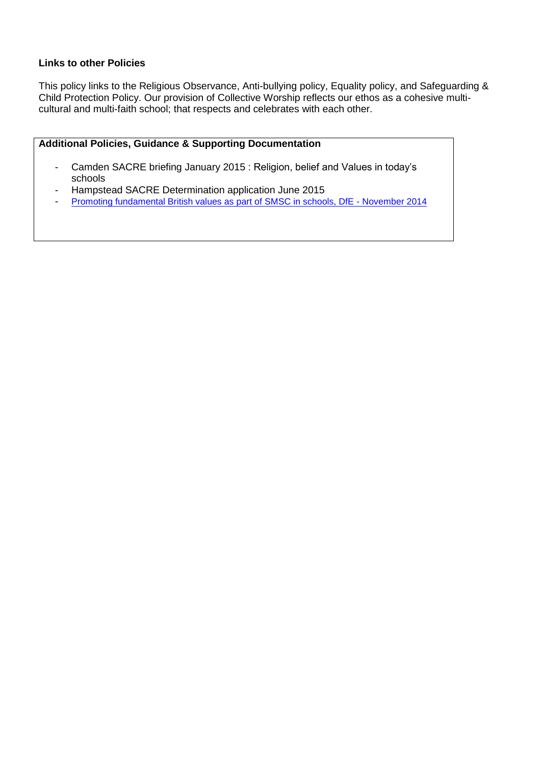**Links to other Policies**

This policy links to the Religious Observance, Anti-bullying policy, Equality policy, and Safeguarding & Child Protection Policy. Our provision of Collective Worship reflects our ethos as a cohesive multi-cultural and multi-faith school; that respects and celebrates with each other.

**Additional Policies, Guidance & Supporting Documentation**

- Camden SACRE briefing January 2015 : Religion, belief and Values in today's schools
- Hampstead SACRE Determination application June 2015
- Promoting fundamental British values as part of SMSC in schools, DfE - November 2014